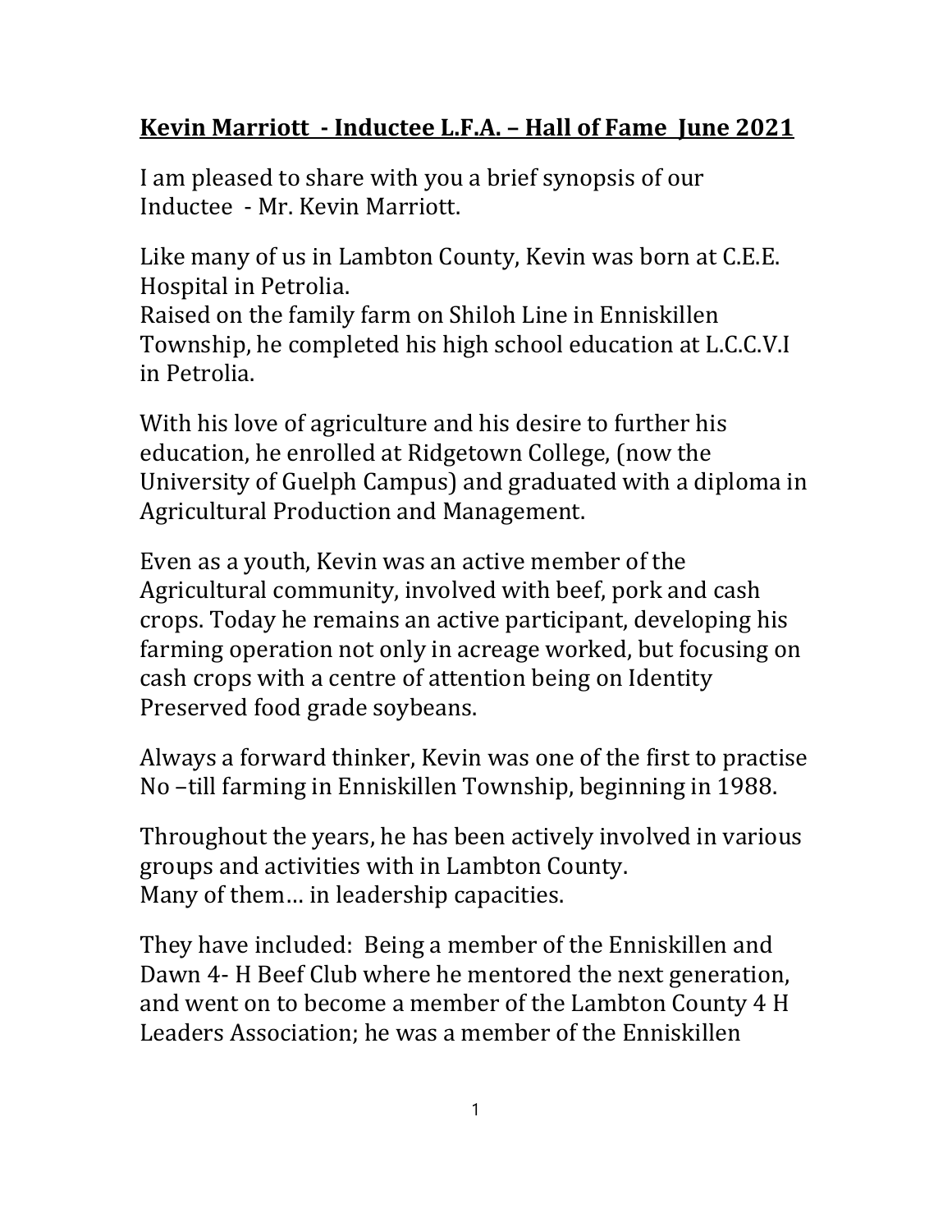# **Kevin Marriott - Inductee L.F.A. – Hall of Fame June 2021**

I am pleased to share with you a brief synopsis of our Inductee - Mr. Kevin Marriott.

Like many of us in Lambton County, Kevin was born at C.E.E. Hospital in Petrolia.
Raised on the family farm on Shiloh Line in Enniskillen Township, he completed his high school education at L.C.C.V.I in Petrolia.

With his love of agriculture and his desire to further his education, he enrolled at Ridgetown College, (now the University of Guelph Campus) and graduated with a diploma in Agricultural Production and Management.

Even as a youth, Kevin was an active member of the Agricultural community, involved with beef, pork and cash crops. Today he remains an active participant, developing his farming operation not only in acreage worked, but focusing on cash crops with a centre of attention being on Identity Preserved food grade soybeans.

Always a forward thinker, Kevin was one of the first to practise No –till farming in Enniskillen Township, beginning in 1988.

Throughout the years, he has been actively involved in various groups and activities with in Lambton County.
Many of them… in leadership capacities.

They have included: Being a member of the Enniskillen and Dawn 4- H Beef Club where he mentored the next generation, and went on to become a member of the Lambton County 4 H Leaders Association; he was a member of the Enniskillen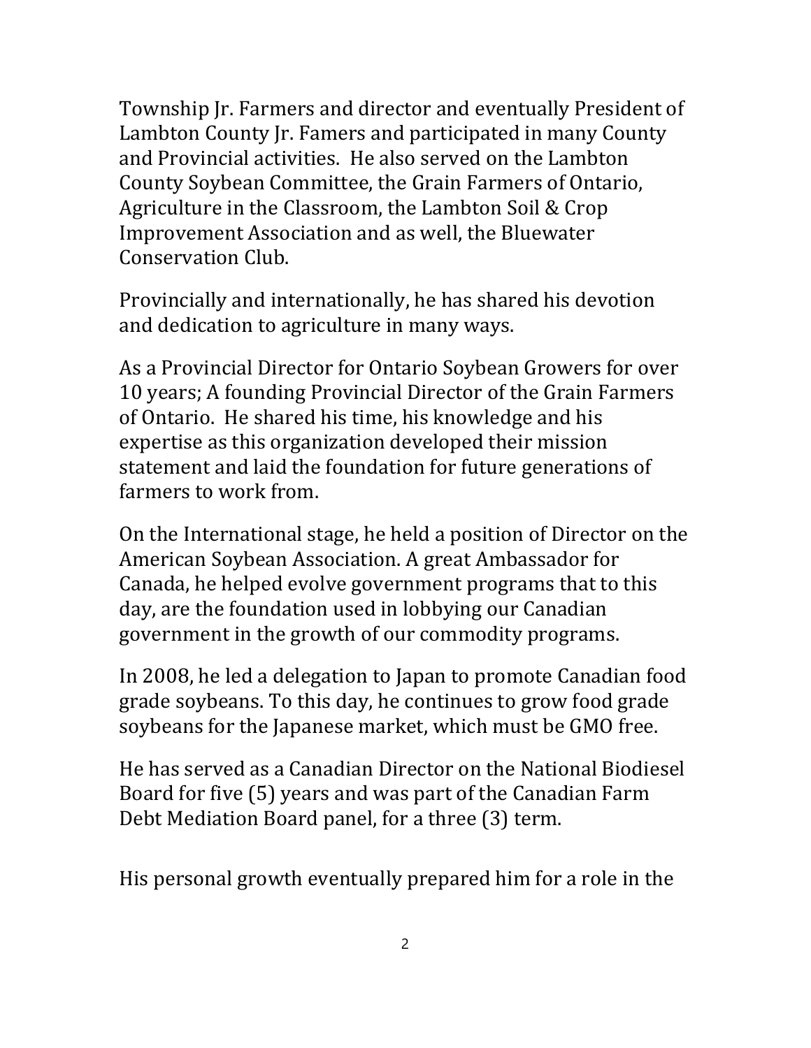Township Jr. Farmers and director and eventually President of Lambton County Jr. Famers and participated in many County and Provincial activities. He also served on the Lambton County Soybean Committee, the Grain Farmers of Ontario, Agriculture in the Classroom, the Lambton Soil & Crop Improvement Association and as well, the Bluewater Conservation Club.

Provincially and internationally, he has shared his devotion and dedication to agriculture in many ways.

As a Provincial Director for Ontario Soybean Growers for over 10 years; A founding Provincial Director of the Grain Farmers of Ontario. He shared his time, his knowledge and his expertise as this organization developed their mission statement and laid the foundation for future generations of farmers to work from.

On the International stage, he held a position of Director on the American Soybean Association. A great Ambassador for Canada, he helped evolve government programs that to this day, are the foundation used in lobbying our Canadian government in the growth of our commodity programs.

In 2008, he led a delegation to Japan to promote Canadian food grade soybeans. To this day, he continues to grow food grade soybeans for the Japanese market, which must be GMO free.

He has served as a Canadian Director on the National Biodiesel Board for five (5) years and was part of the Canadian Farm Debt Mediation Board panel, for a three (3) term.

His personal growth eventually prepared him for a role in the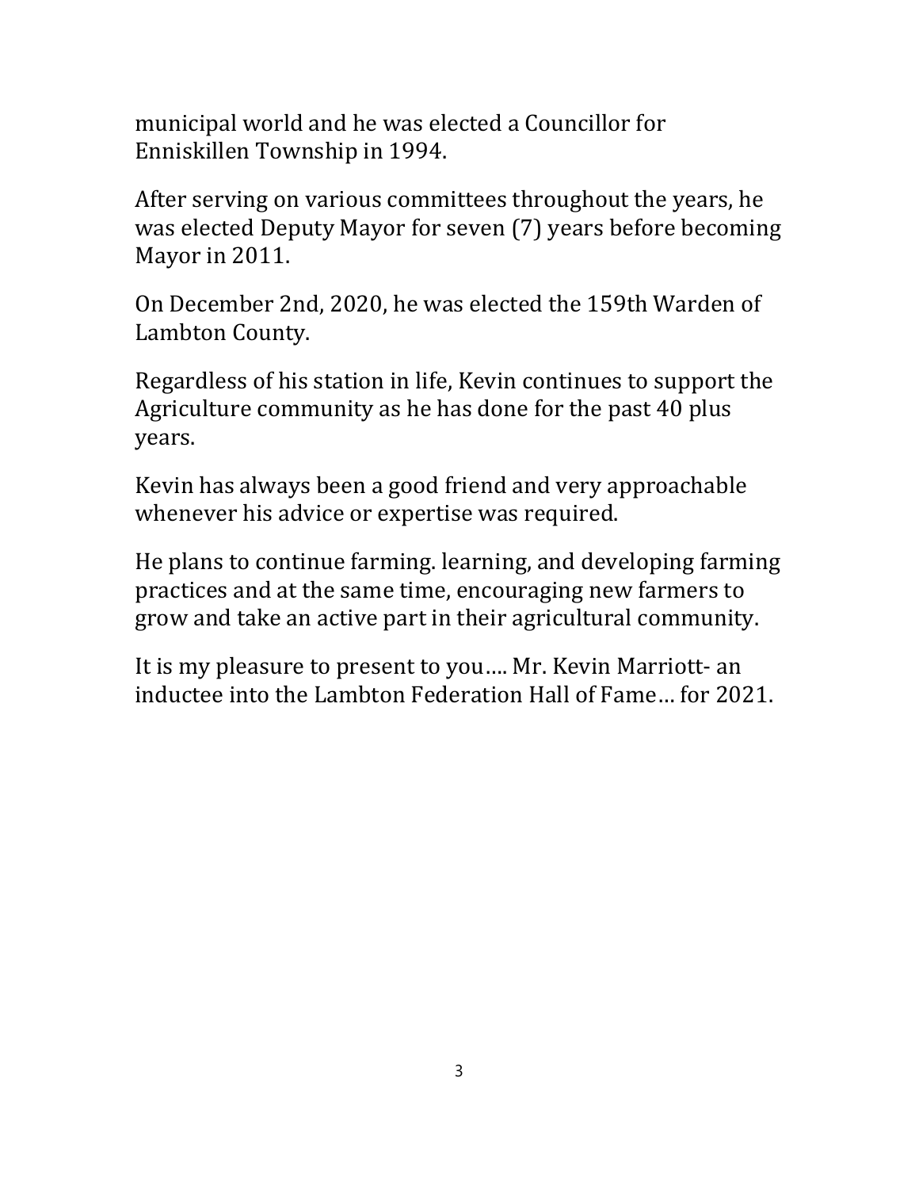municipal world and he was elected a Councillor for Enniskillen Township in 1994.

After serving on various committees throughout the years, he was elected Deputy Mayor for seven (7) years before becoming Mayor in 2011.

On December 2nd, 2020, he was elected the 159th Warden of Lambton County.

Regardless of his station in life, Kevin continues to support the Agriculture community as he has done for the past 40 plus years.

Kevin has always been a good friend and very approachable whenever his advice or expertise was required.

He plans to continue farming. learning, and developing farming practices and at the same time, encouraging new farmers to grow and take an active part in their agricultural community.

It is my pleasure to present to you…. Mr. Kevin Marriott- an inductee into the Lambton Federation Hall of Fame… for 2021.